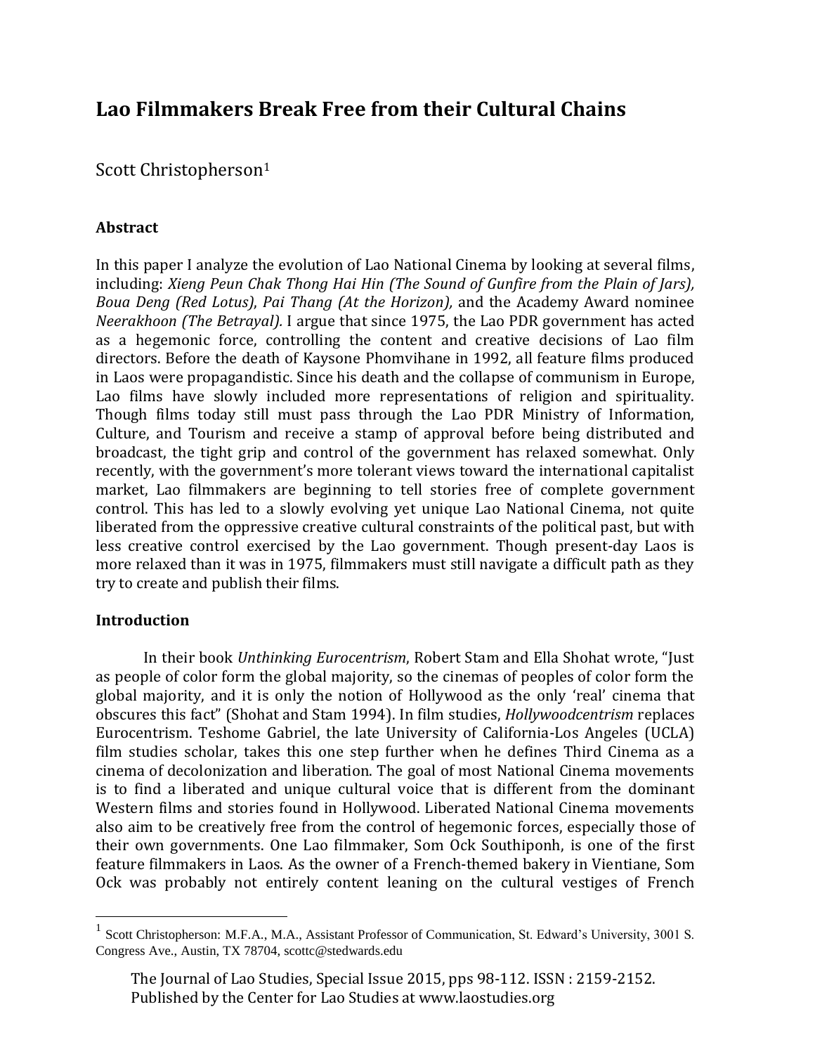# Lao Filmmakers Break Free from their Cultural Chains

Scott Christopherson[1]

## Abstract

In this paper I analyze the evolution of Lao National Cinema by looking at several films, including: *Xieng Peun Chak Thong Hai Hin (The Sound of Gunfire from the Plain of Jars), Boua Deng (Red Lotus), Pai Thang (At the Horizon),* and the Academy Award nominee *Neerakhoon (The Betrayal).* I argue that since 1975, the Lao PDR government has acted as a hegemonic force, controlling the content and creative decisions of Lao film directors. Before the death of Kaysone Phomvihane in 1992, all feature films produced in Laos were propagandistic. Since his death and the collapse of communism in Europe, Lao films have slowly included more representations of religion and spirituality. Though films today still must pass through the Lao PDR Ministry of Information, Culture, and Tourism and receive a stamp of approval before being distributed and broadcast, the tight grip and control of the government has relaxed somewhat. Only recently, with the government's more tolerant views toward the international capitalist market, Lao filmmakers are beginning to tell stories free of complete government control. This has led to a slowly evolving yet unique Lao National Cinema, not quite liberated from the oppressive creative cultural constraints of the political past, but with less creative control exercised by the Lao government. Though present-day Laos is more relaxed than it was in 1975, filmmakers must still navigate a difficult path as they try to create and publish their films.

## Introduction

In their book *Unthinking Eurocentrism*, Robert Stam and Ella Shohat wrote, "Just as people of color form the global majority, so the cinemas of peoples of color form the global majority, and it is only the notion of Hollywood as the only 'real' cinema that obscures this fact" (Shohat and Stam 1994). In film studies, *Hollywoodcentrism* replaces Eurocentrism. Teshome Gabriel, the late University of California-Los Angeles (UCLA) film studies scholar, takes this one step further when he defines Third Cinema as a cinema of decolonization and liberation. The goal of most National Cinema movements is to find a liberated and unique cultural voice that is different from the dominant Western films and stories found in Hollywood. Liberated National Cinema movements also aim to be creatively free from the control of hegemonic forces, especially those of their own governments. One Lao filmmaker, Som Ock Southiponh, is one of the first feature filmmakers in Laos. As the owner of a French-themed bakery in Vientiane, Som Ock was probably not entirely content leaning on the cultural vestiges of French

---

[1] Scott Christopherson: M.F.A., M.A., Assistant Professor of Communication, St. Edward's University, 3001 S. Congress Ave., Austin, TX 78704, scottc@stedwards.edu

The Journal of Lao Studies, Special Issue 2015, pps 98-112. ISSN : 2159-2152. Published by the Center for Lao Studies at www.laostudies.org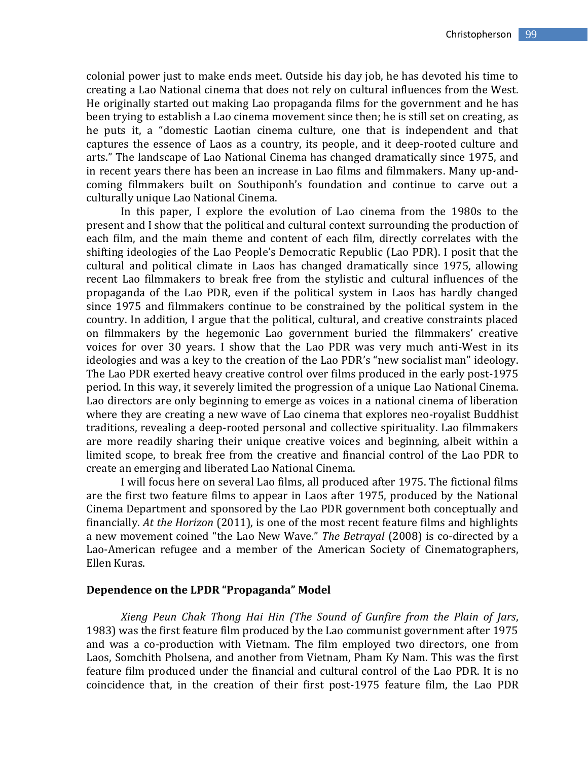colonial power just to make ends meet. Outside his day job, he has devoted his time to creating a Lao National cinema that does not rely on cultural influences from the West. He originally started out making Lao propaganda films for the government and he has been trying to establish a Lao cinema movement since then; he is still set on creating, as he puts it, a "domestic Laotian cinema culture, one that is independent and that captures the essence of Laos as a country, its people, and it deep-rooted culture and arts." The landscape of Lao National Cinema has changed dramatically since 1975, and in recent years there has been an increase in Lao films and filmmakers. Many up-and-coming filmmakers built on Southiponh's foundation and continue to carve out a culturally unique Lao National Cinema.

In this paper, I explore the evolution of Lao cinema from the 1980s to the present and I show that the political and cultural context surrounding the production of each film, and the main theme and content of each film, directly correlates with the shifting ideologies of the Lao People's Democratic Republic (Lao PDR). I posit that the cultural and political climate in Laos has changed dramatically since 1975, allowing recent Lao filmmakers to break free from the stylistic and cultural influences of the propaganda of the Lao PDR, even if the political system in Laos has hardly changed since 1975 and filmmakers continue to be constrained by the political system in the country. In addition, I argue that the political, cultural, and creative constraints placed on filmmakers by the hegemonic Lao government buried the filmmakers' creative voices for over 30 years. I show that the Lao PDR was very much anti-West in its ideologies and was a key to the creation of the Lao PDR's "new socialist man" ideology. The Lao PDR exerted heavy creative control over films produced in the early post-1975 period. In this way, it severely limited the progression of a unique Lao National Cinema. Lao directors are only beginning to emerge as voices in a national cinema of liberation where they are creating a new wave of Lao cinema that explores neo-royalist Buddhist traditions, revealing a deep-rooted personal and collective spirituality. Lao filmmakers are more readily sharing their unique creative voices and beginning, albeit within a limited scope, to break free from the creative and financial control of the Lao PDR to create an emerging and liberated Lao National Cinema.

I will focus here on several Lao films, all produced after 1975. The fictional films are the first two feature films to appear in Laos after 1975, produced by the National Cinema Department and sponsored by the Lao PDR government both conceptually and financially. *At the Horizon* (2011), is one of the most recent feature films and highlights a new movement coined "the Lao New Wave." *The Betrayal* (2008) is co-directed by a Lao-American refugee and a member of the American Society of Cinematographers, Ellen Kuras.

### Dependence on the LPDR "Propaganda" Model

*Xieng Peun Chak Thong Hai Hin (The Sound of Gunfire from the Plain of Jars*, 1983) was the first feature film produced by the Lao communist government after 1975 and was a co-production with Vietnam. The film employed two directors, one from Laos, Somchith Pholsena, and another from Vietnam, Pham Ky Nam. This was the first feature film produced under the financial and cultural control of the Lao PDR. It is no coincidence that, in the creation of their first post-1975 feature film, the Lao PDR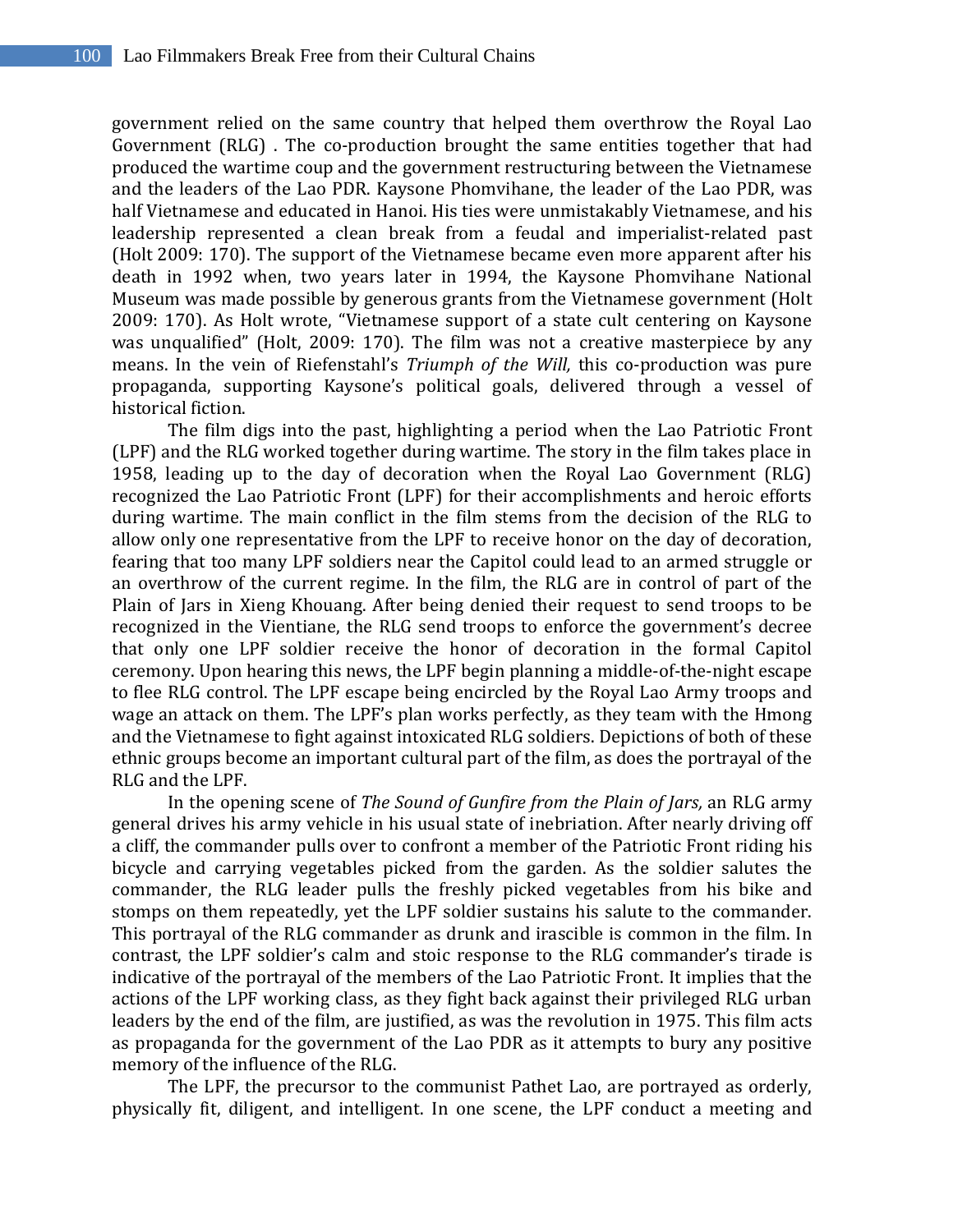government relied on the same country that helped them overthrow the Royal Lao Government (RLG) . The co-production brought the same entities together that had produced the wartime coup and the government restructuring between the Vietnamese and the leaders of the Lao PDR. Kaysone Phomvihane, the leader of the Lao PDR, was half Vietnamese and educated in Hanoi. His ties were unmistakably Vietnamese, and his leadership represented a clean break from a feudal and imperialist-related past (Holt 2009: 170). The support of the Vietnamese became even more apparent after his death in 1992 when, two years later in 1994, the Kaysone Phomvihane National Museum was made possible by generous grants from the Vietnamese government (Holt 2009: 170). As Holt wrote, "Vietnamese support of a state cult centering on Kaysone was unqualified" (Holt, 2009: 170). The film was not a creative masterpiece by any means. In the vein of Riefenstahl's *Triumph of the Will,* this co-production was pure propaganda, supporting Kaysone's political goals, delivered through a vessel of historical fiction.

The film digs into the past, highlighting a period when the Lao Patriotic Front (LPF) and the RLG worked together during wartime. The story in the film takes place in 1958, leading up to the day of decoration when the Royal Lao Government (RLG) recognized the Lao Patriotic Front (LPF) for their accomplishments and heroic efforts during wartime. The main conflict in the film stems from the decision of the RLG to allow only one representative from the LPF to receive honor on the day of decoration, fearing that too many LPF soldiers near the Capitol could lead to an armed struggle or an overthrow of the current regime. In the film, the RLG are in control of part of the Plain of Jars in Xieng Khouang. After being denied their request to send troops to be recognized in the Vientiane, the RLG send troops to enforce the government's decree that only one LPF soldier receive the honor of decoration in the formal Capitol ceremony. Upon hearing this news, the LPF begin planning a middle-of-the-night escape to flee RLG control. The LPF escape being encircled by the Royal Lao Army troops and wage an attack on them. The LPF's plan works perfectly, as they team with the Hmong and the Vietnamese to fight against intoxicated RLG soldiers. Depictions of both of these ethnic groups become an important cultural part of the film, as does the portrayal of the RLG and the LPF.

In the opening scene of *The Sound of Gunfire from the Plain of Jars,* an RLG army general drives his army vehicle in his usual state of inebriation. After nearly driving off a cliff, the commander pulls over to confront a member of the Patriotic Front riding his bicycle and carrying vegetables picked from the garden. As the soldier salutes the commander, the RLG leader pulls the freshly picked vegetables from his bike and stomps on them repeatedly, yet the LPF soldier sustains his salute to the commander. This portrayal of the RLG commander as drunk and irascible is common in the film. In contrast, the LPF soldier's calm and stoic response to the RLG commander's tirade is indicative of the portrayal of the members of the Lao Patriotic Front. It implies that the actions of the LPF working class, as they fight back against their privileged RLG urban leaders by the end of the film, are justified, as was the revolution in 1975. This film acts as propaganda for the government of the Lao PDR as it attempts to bury any positive memory of the influence of the RLG.

The LPF, the precursor to the communist Pathet Lao, are portrayed as orderly, physically fit, diligent, and intelligent. In one scene, the LPF conduct a meeting and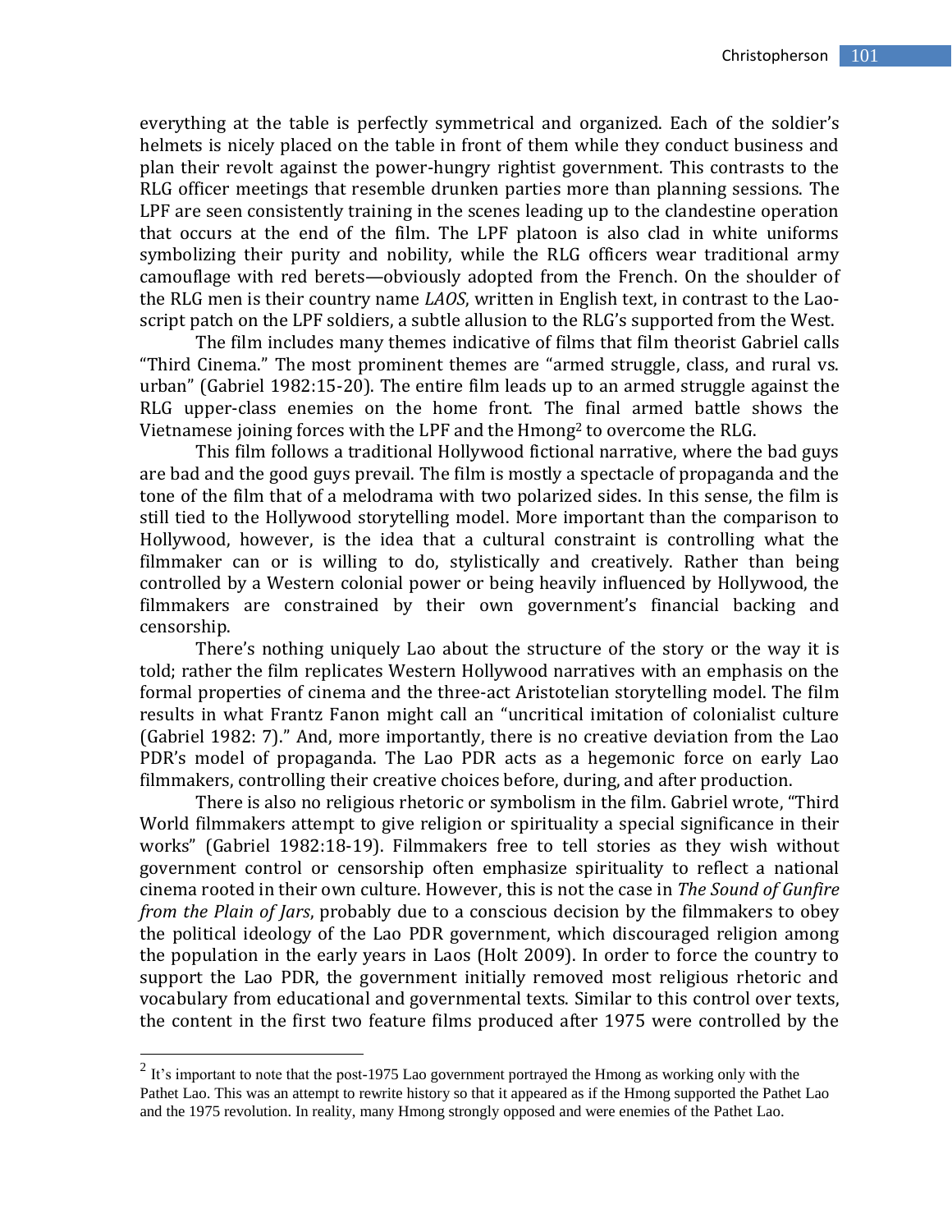everything at the table is perfectly symmetrical and organized. Each of the soldier's helmets is nicely placed on the table in front of them while they conduct business and plan their revolt against the power-hungry rightist government. This contrasts to the RLG officer meetings that resemble drunken parties more than planning sessions. The LPF are seen consistently training in the scenes leading up to the clandestine operation that occurs at the end of the film. The LPF platoon is also clad in white uniforms symbolizing their purity and nobility, while the RLG officers wear traditional army camouflage with red berets—obviously adopted from the French. On the shoulder of the RLG men is their country name *LAOS*, written in English text, in contrast to the Lao-script patch on the LPF soldiers, a subtle allusion to the RLG's supported from the West.

The film includes many themes indicative of films that film theorist Gabriel calls "Third Cinema." The most prominent themes are "armed struggle, class, and rural vs. urban" (Gabriel 1982:15-20). The entire film leads up to an armed struggle against the RLG upper-class enemies on the home front. The final armed battle shows the Vietnamese joining forces with the LPF and the Hmong[2] to overcome the RLG.

This film follows a traditional Hollywood fictional narrative, where the bad guys are bad and the good guys prevail. The film is mostly a spectacle of propaganda and the tone of the film that of a melodrama with two polarized sides. In this sense, the film is still tied to the Hollywood storytelling model. More important than the comparison to Hollywood, however, is the idea that a cultural constraint is controlling what the filmmaker can or is willing to do, stylistically and creatively. Rather than being controlled by a Western colonial power or being heavily influenced by Hollywood, the filmmakers are constrained by their own government's financial backing and censorship.

There's nothing uniquely Lao about the structure of the story or the way it is told; rather the film replicates Western Hollywood narratives with an emphasis on the formal properties of cinema and the three-act Aristotelian storytelling model. The film results in what Frantz Fanon might call an "uncritical imitation of colonialist culture (Gabriel 1982: 7)." And, more importantly, there is no creative deviation from the Lao PDR's model of propaganda. The Lao PDR acts as a hegemonic force on early Lao filmmakers, controlling their creative choices before, during, and after production.

There is also no religious rhetoric or symbolism in the film. Gabriel wrote, "Third World filmmakers attempt to give religion or spirituality a special significance in their works" (Gabriel 1982:18-19). Filmmakers free to tell stories as they wish without government control or censorship often emphasize spirituality to reflect a national cinema rooted in their own culture. However, this is not the case in *The Sound of Gunfire from the Plain of Jars*, probably due to a conscious decision by the filmmakers to obey the political ideology of the Lao PDR government, which discouraged religion among the population in the early years in Laos (Holt 2009). In order to force the country to support the Lao PDR, the government initially removed most religious rhetoric and vocabulary from educational and governmental texts. Similar to this control over texts, the content in the first two feature films produced after 1975 were controlled by the

[2] It's important to note that the post-1975 Lao government portrayed the Hmong as working only with the Pathet Lao. This was an attempt to rewrite history so that it appeared as if the Hmong supported the Pathet Lao and the 1975 revolution. In reality, many Hmong strongly opposed and were enemies of the Pathet Lao.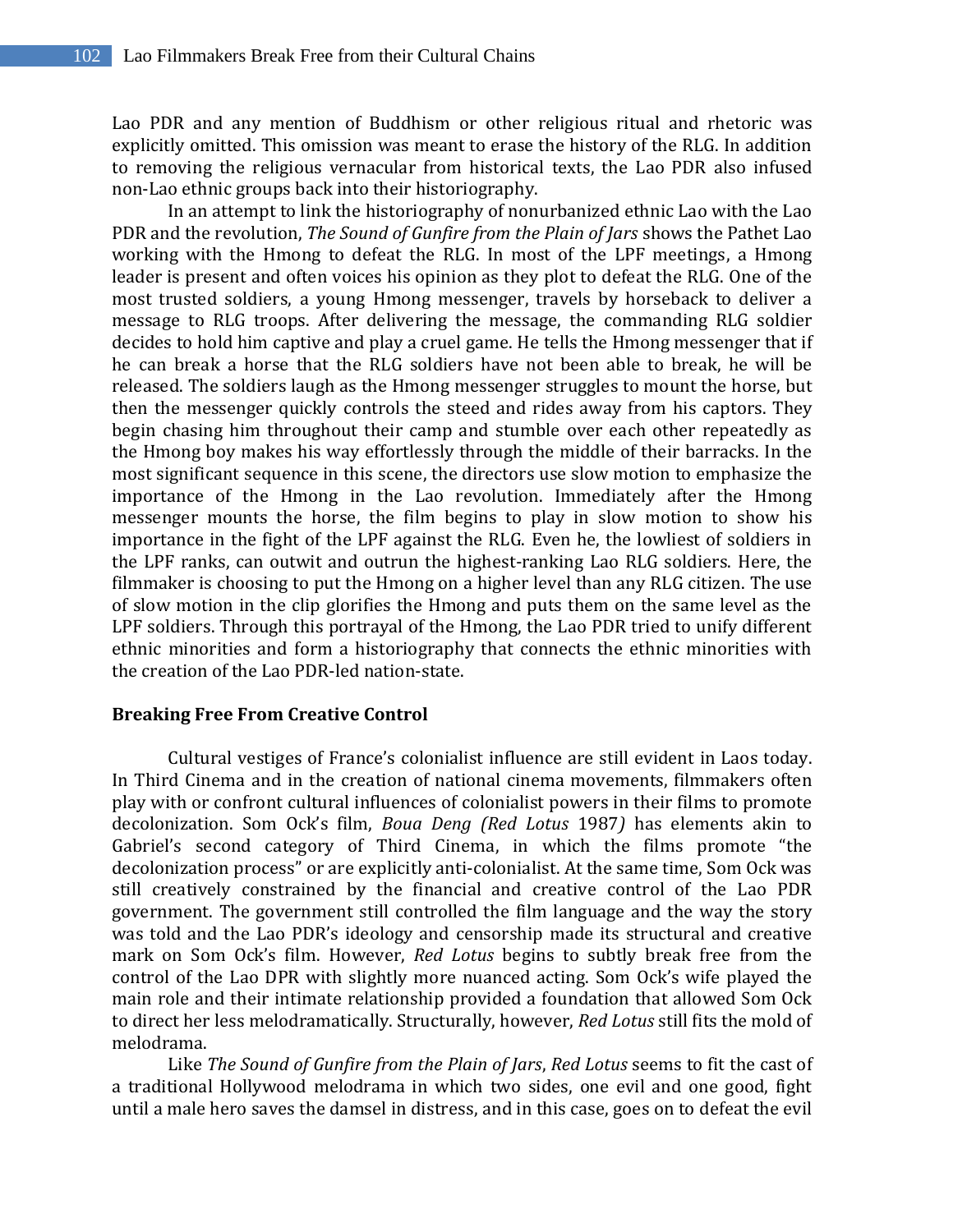Lao PDR and any mention of Buddhism or other religious ritual and rhetoric was explicitly omitted. This omission was meant to erase the history of the RLG. In addition to removing the religious vernacular from historical texts, the Lao PDR also infused non-Lao ethnic groups back into their historiography.

In an attempt to link the historiography of nonurbanized ethnic Lao with the Lao PDR and the revolution, *The Sound of Gunfire from the Plain of Jars* shows the Pathet Lao working with the Hmong to defeat the RLG. In most of the LPF meetings, a Hmong leader is present and often voices his opinion as they plot to defeat the RLG. One of the most trusted soldiers, a young Hmong messenger, travels by horseback to deliver a message to RLG troops. After delivering the message, the commanding RLG soldier decides to hold him captive and play a cruel game. He tells the Hmong messenger that if he can break a horse that the RLG soldiers have not been able to break, he will be released. The soldiers laugh as the Hmong messenger struggles to mount the horse, but then the messenger quickly controls the steed and rides away from his captors. They begin chasing him throughout their camp and stumble over each other repeatedly as the Hmong boy makes his way effortlessly through the middle of their barracks. In the most significant sequence in this scene, the directors use slow motion to emphasize the importance of the Hmong in the Lao revolution. Immediately after the Hmong messenger mounts the horse, the film begins to play in slow motion to show his importance in the fight of the LPF against the RLG. Even he, the lowliest of soldiers in the LPF ranks, can outwit and outrun the highest-ranking Lao RLG soldiers. Here, the filmmaker is choosing to put the Hmong on a higher level than any RLG citizen. The use of slow motion in the clip glorifies the Hmong and puts them on the same level as the LPF soldiers. Through this portrayal of the Hmong, the Lao PDR tried to unify different ethnic minorities and form a historiography that connects the ethnic minorities with the creation of the Lao PDR-led nation-state.

**Breaking Free From Creative Control**

Cultural vestiges of France's colonialist influence are still evident in Laos today. In Third Cinema and in the creation of national cinema movements, filmmakers often play with or confront cultural influences of colonialist powers in their films to promote decolonization. Som Ock's film, *Boua Deng (Red Lotus* 1987*)* has elements akin to Gabriel's second category of Third Cinema, in which the films promote "the decolonization process" or are explicitly anti-colonialist. At the same time, Som Ock was still creatively constrained by the financial and creative control of the Lao PDR government. The government still controlled the film language and the way the story was told and the Lao PDR's ideology and censorship made its structural and creative mark on Som Ock's film. However, *Red Lotus* begins to subtly break free from the control of the Lao DPR with slightly more nuanced acting. Som Ock's wife played the main role and their intimate relationship provided a foundation that allowed Som Ock to direct her less melodramatically. Structurally, however, *Red Lotus* still fits the mold of melodrama.

Like *The Sound of Gunfire from the Plain of Jars*, *Red Lotus* seems to fit the cast of a traditional Hollywood melodrama in which two sides, one evil and one good, fight until a male hero saves the damsel in distress, and in this case, goes on to defeat the evil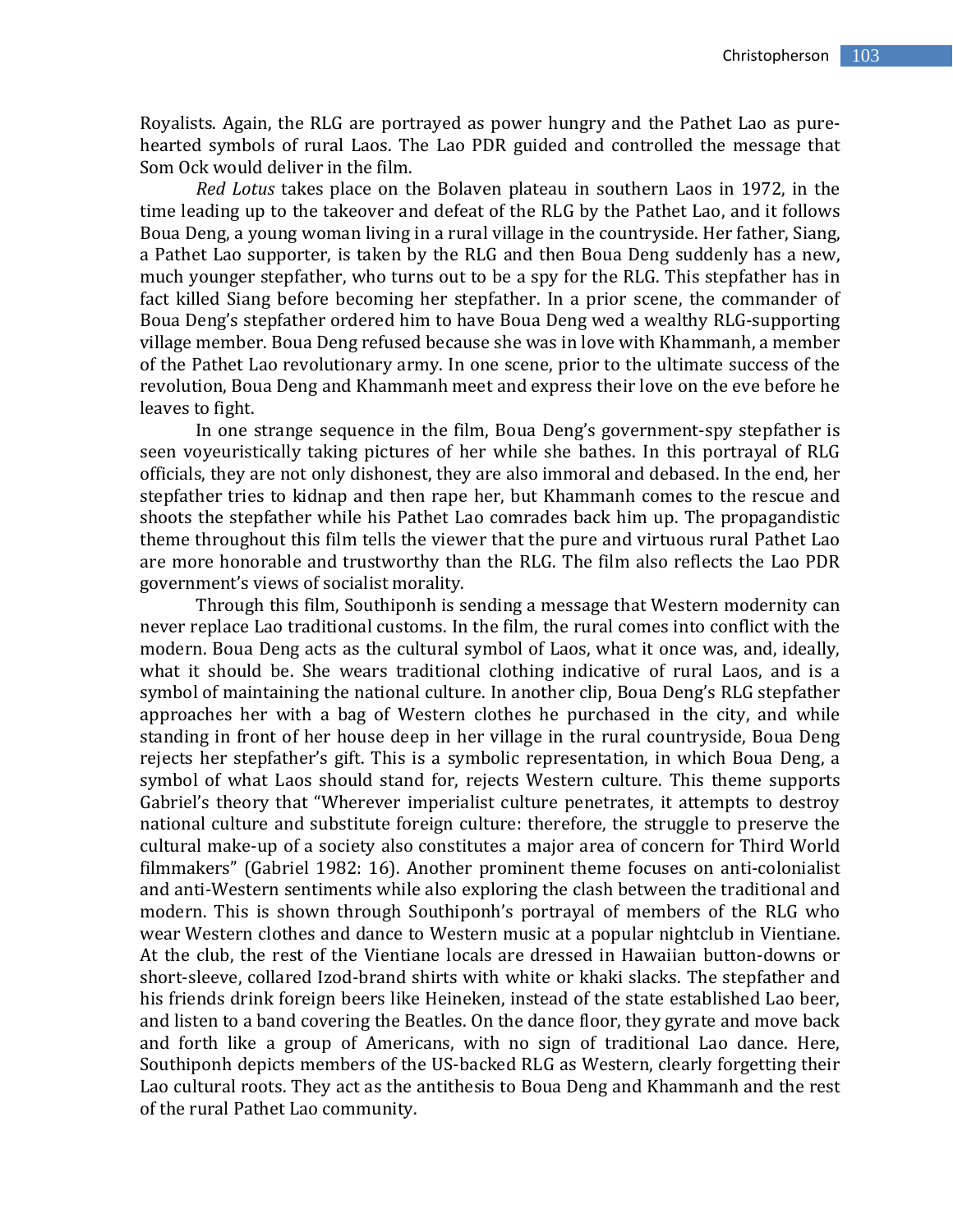Royalists. Again, the RLG are portrayed as power hungry and the Pathet Lao as pure-hearted symbols of rural Laos. The Lao PDR guided and controlled the message that Som Ock would deliver in the film.

*Red Lotus* takes place on the Bolaven plateau in southern Laos in 1972, in the time leading up to the takeover and defeat of the RLG by the Pathet Lao, and it follows Boua Deng, a young woman living in a rural village in the countryside. Her father, Siang, a Pathet Lao supporter, is taken by the RLG and then Boua Deng suddenly has a new, much younger stepfather, who turns out to be a spy for the RLG. This stepfather has in fact killed Siang before becoming her stepfather. In a prior scene, the commander of Boua Deng's stepfather ordered him to have Boua Deng wed a wealthy RLG-supporting village member. Boua Deng refused because she was in love with Khammanh, a member of the Pathet Lao revolutionary army. In one scene, prior to the ultimate success of the revolution, Boua Deng and Khammanh meet and express their love on the eve before he leaves to fight.

In one strange sequence in the film, Boua Deng's government-spy stepfather is seen voyeuristically taking pictures of her while she bathes. In this portrayal of RLG officials, they are not only dishonest, they are also immoral and debased. In the end, her stepfather tries to kidnap and then rape her, but Khammanh comes to the rescue and shoots the stepfather while his Pathet Lao comrades back him up. The propagandistic theme throughout this film tells the viewer that the pure and virtuous rural Pathet Lao are more honorable and trustworthy than the RLG. The film also reflects the Lao PDR government's views of socialist morality.

Through this film, Southiponh is sending a message that Western modernity can never replace Lao traditional customs. In the film, the rural comes into conflict with the modern. Boua Deng acts as the cultural symbol of Laos, what it once was, and, ideally, what it should be. She wears traditional clothing indicative of rural Laos, and is a symbol of maintaining the national culture. In another clip, Boua Deng's RLG stepfather approaches her with a bag of Western clothes he purchased in the city, and while standing in front of her house deep in her village in the rural countryside, Boua Deng rejects her stepfather's gift. This is a symbolic representation, in which Boua Deng, a symbol of what Laos should stand for, rejects Western culture. This theme supports Gabriel's theory that "Wherever imperialist culture penetrates, it attempts to destroy national culture and substitute foreign culture: therefore, the struggle to preserve the cultural make-up of a society also constitutes a major area of concern for Third World filmmakers" (Gabriel 1982: 16). Another prominent theme focuses on anti-colonialist and anti-Western sentiments while also exploring the clash between the traditional and modern. This is shown through Southiponh's portrayal of members of the RLG who wear Western clothes and dance to Western music at a popular nightclub in Vientiane. At the club, the rest of the Vientiane locals are dressed in Hawaiian button-downs or short-sleeve, collared Izod-brand shirts with white or khaki slacks. The stepfather and his friends drink foreign beers like Heineken, instead of the state established Lao beer, and listen to a band covering the Beatles. On the dance floor, they gyrate and move back and forth like a group of Americans, with no sign of traditional Lao dance. Here, Southiponh depicts members of the US-backed RLG as Western, clearly forgetting their Lao cultural roots. They act as the antithesis to Boua Deng and Khammanh and the rest of the rural Pathet Lao community.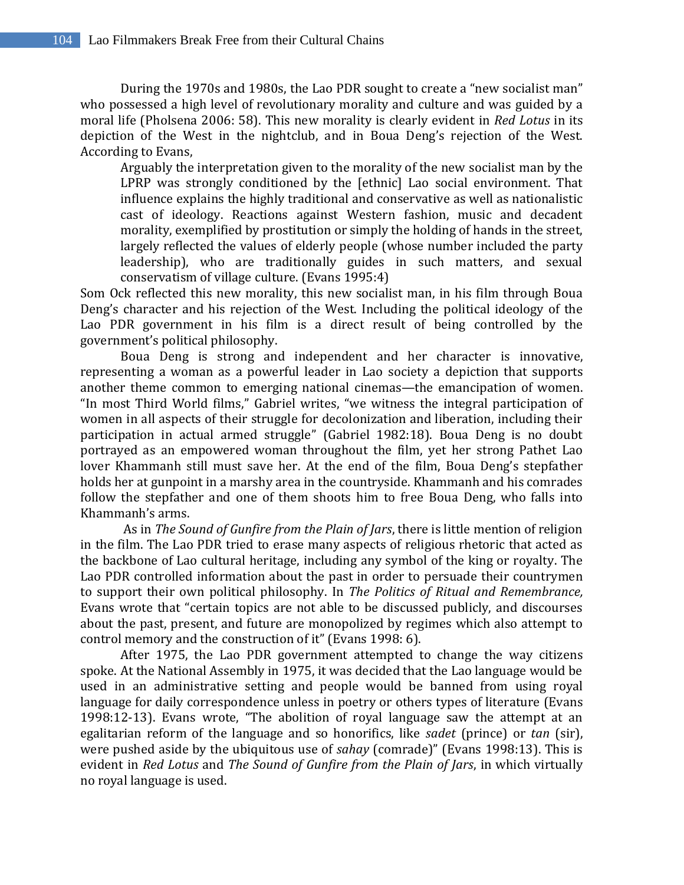During the 1970s and 1980s, the Lao PDR sought to create a "new socialist man" who possessed a high level of revolutionary morality and culture and was guided by a moral life (Pholsena 2006: 58). This new morality is clearly evident in *Red Lotus* in its depiction of the West in the nightclub, and in Boua Deng's rejection of the West. According to Evans,

> Arguably the interpretation given to the morality of the new socialist man by the LPRP was strongly conditioned by the [ethnic] Lao social environment. That influence explains the highly traditional and conservative as well as nationalistic cast of ideology. Reactions against Western fashion, music and decadent morality, exemplified by prostitution or simply the holding of hands in the street, largely reflected the values of elderly people (whose number included the party leadership), who are traditionally guides in such matters, and sexual conservatism of village culture. (Evans 1995:4)

Som Ock reflected this new morality, this new socialist man, in his film through Boua Deng's character and his rejection of the West. Including the political ideology of the Lao PDR government in his film is a direct result of being controlled by the government's political philosophy.

Boua Deng is strong and independent and her character is innovative, representing a woman as a powerful leader in Lao society a depiction that supports another theme common to emerging national cinemas—the emancipation of women. "In most Third World films," Gabriel writes, "we witness the integral participation of women in all aspects of their struggle for decolonization and liberation, including their participation in actual armed struggle" (Gabriel 1982:18). Boua Deng is no doubt portrayed as an empowered woman throughout the film, yet her strong Pathet Lao lover Khammanh still must save her. At the end of the film, Boua Deng's stepfather holds her at gunpoint in a marshy area in the countryside. Khammanh and his comrades follow the stepfather and one of them shoots him to free Boua Deng, who falls into Khammanh's arms.

As in *The Sound of Gunfire from the Plain of Jars*, there is little mention of religion in the film. The Lao PDR tried to erase many aspects of religious rhetoric that acted as the backbone of Lao cultural heritage, including any symbol of the king or royalty. The Lao PDR controlled information about the past in order to persuade their countrymen to support their own political philosophy. In *The Politics of Ritual and Remembrance,* Evans wrote that "certain topics are not able to be discussed publicly, and discourses about the past, present, and future are monopolized by regimes which also attempt to control memory and the construction of it" (Evans 1998: 6).

After 1975, the Lao PDR government attempted to change the way citizens spoke. At the National Assembly in 1975, it was decided that the Lao language would be used in an administrative setting and people would be banned from using royal language for daily correspondence unless in poetry or others types of literature (Evans 1998:12-13). Evans wrote, "The abolition of royal language saw the attempt at an egalitarian reform of the language and so honorifics, like *sadet* (prince) or *tan* (sir), were pushed aside by the ubiquitous use of *sahay* (comrade)" (Evans 1998:13). This is evident in *Red Lotus* and *The Sound of Gunfire from the Plain of Jars*, in which virtually no royal language is used.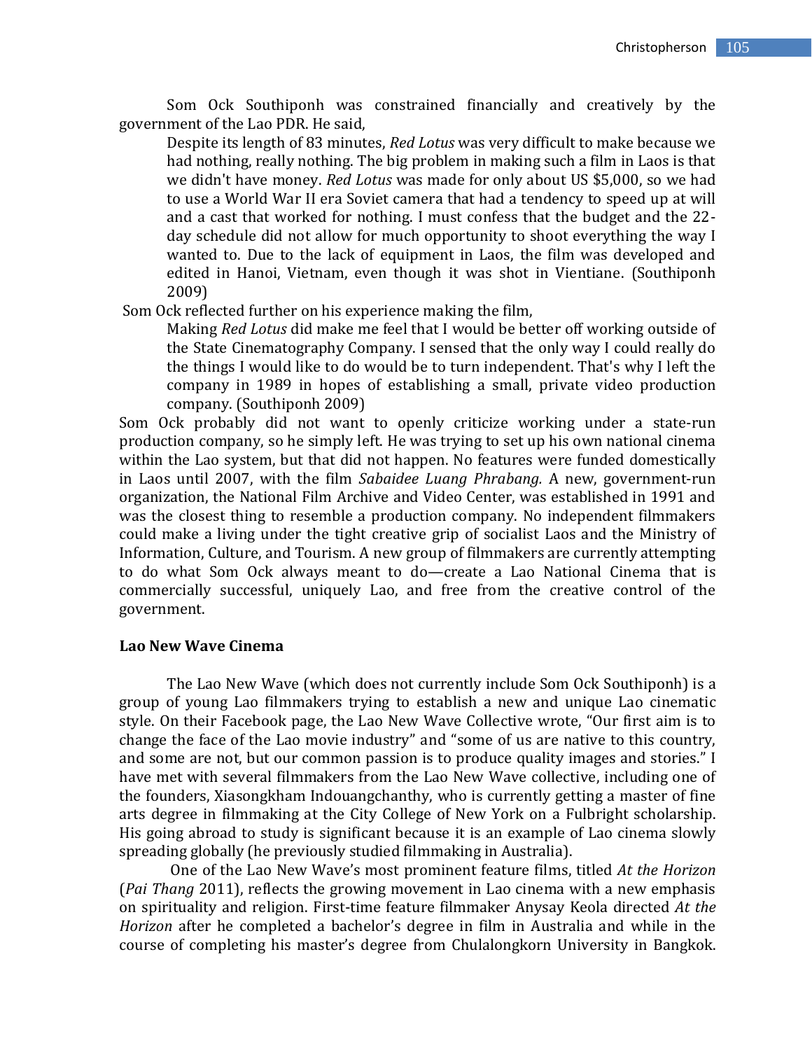Som Ock Southiponh was constrained financially and creatively by the government of the Lao PDR. He said,

> Despite its length of 83 minutes, *Red Lotus* was very difficult to make because we had nothing, really nothing. The big problem in making such a film in Laos is that we didn't have money. *Red Lotus* was made for only about US $5,000, so we had to use a World War II era Soviet camera that had a tendency to speed up at will and a cast that worked for nothing. I must confess that the budget and the 22-day schedule did not allow for much opportunity to shoot everything the way I wanted to. Due to the lack of equipment in Laos, the film was developed and edited in Hanoi, Vietnam, even though it was shot in Vientiane. (Southiponh 2009)

Som Ock reflected further on his experience making the film,

> Making *Red Lotus* did make me feel that I would be better off working outside of the State Cinematography Company. I sensed that the only way I could really do the things I would like to do would be to turn independent. That's why I left the company in 1989 in hopes of establishing a small, private video production company. (Southiponh 2009)

Som Ock probably did not want to openly criticize working under a state-run production company, so he simply left. He was trying to set up his own national cinema within the Lao system, but that did not happen. No features were funded domestically in Laos until 2007, with the film *Sabaidee Luang Phrabang*. A new, government-run organization, the National Film Archive and Video Center, was established in 1991 and was the closest thing to resemble a production company. No independent filmmakers could make a living under the tight creative grip of socialist Laos and the Ministry of Information, Culture, and Tourism. A new group of filmmakers are currently attempting to do what Som Ock always meant to do—create a Lao National Cinema that is commercially successful, uniquely Lao, and free from the creative control of the government.

**Lao New Wave Cinema**

The Lao New Wave (which does not currently include Som Ock Southiponh) is a group of young Lao filmmakers trying to establish a new and unique Lao cinematic style. On their Facebook page, the Lao New Wave Collective wrote, "Our first aim is to change the face of the Lao movie industry" and "some of us are native to this country, and some are not, but our common passion is to produce quality images and stories." I have met with several filmmakers from the Lao New Wave collective, including one of the founders, Xiasongkham Indouangchanthy, who is currently getting a master of fine arts degree in filmmaking at the City College of New York on a Fulbright scholarship. His going abroad to study is significant because it is an example of Lao cinema slowly spreading globally (he previously studied filmmaking in Australia).

One of the Lao New Wave's most prominent feature films, titled *At the Horizon* (*Pai Thang* 2011), reflects the growing movement in Lao cinema with a new emphasis on spirituality and religion. First-time feature filmmaker Anysay Keola directed *At the Horizon* after he completed a bachelor's degree in film in Australia and while in the course of completing his master's degree from Chulalongkorn University in Bangkok.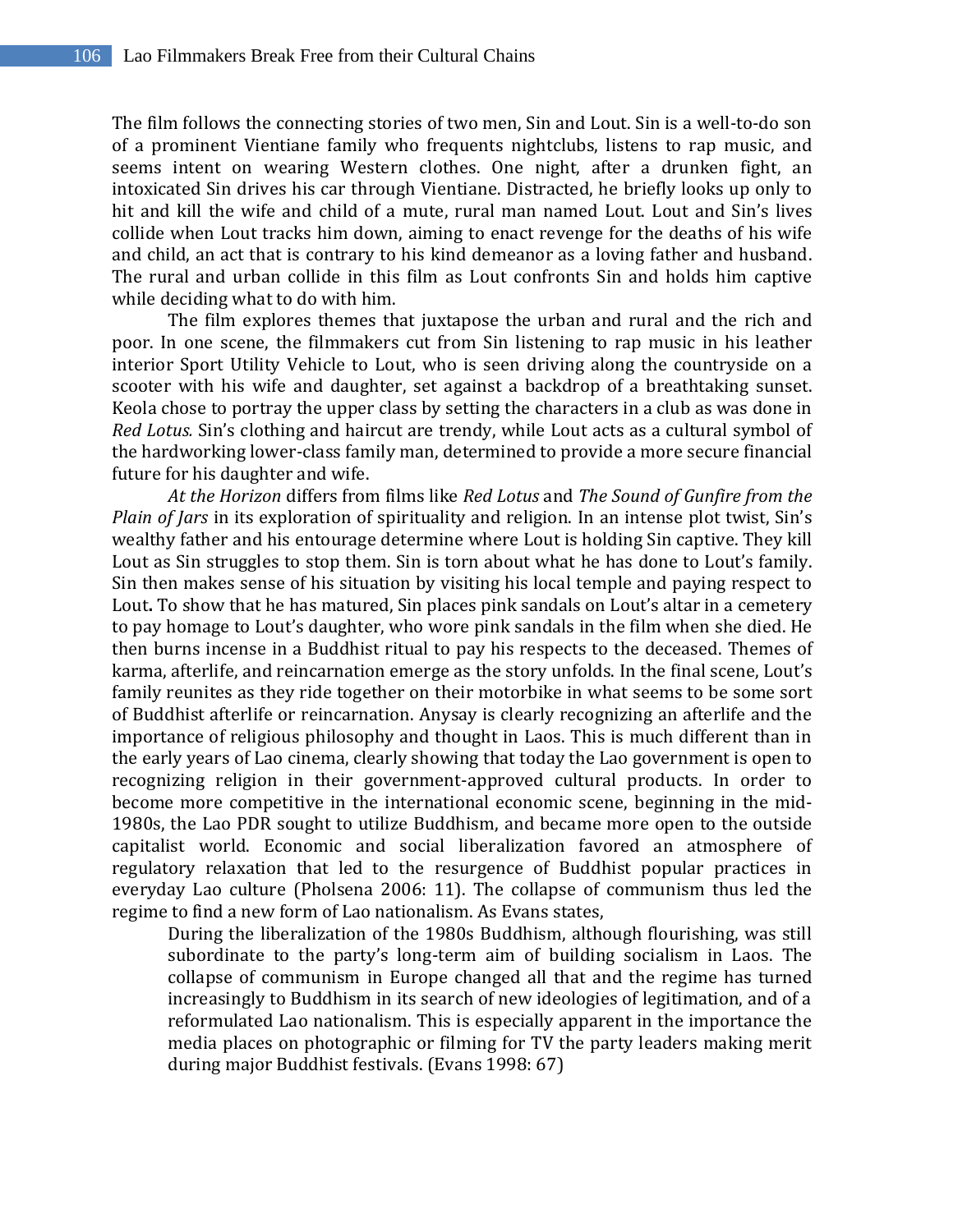The film follows the connecting stories of two men, Sin and Lout. Sin is a well-to-do son of a prominent Vientiane family who frequents nightclubs, listens to rap music, and seems intent on wearing Western clothes. One night, after a drunken fight, an intoxicated Sin drives his car through Vientiane. Distracted, he briefly looks up only to hit and kill the wife and child of a mute, rural man named Lout. Lout and Sin's lives collide when Lout tracks him down, aiming to enact revenge for the deaths of his wife and child, an act that is contrary to his kind demeanor as a loving father and husband. The rural and urban collide in this film as Lout confronts Sin and holds him captive while deciding what to do with him.

The film explores themes that juxtapose the urban and rural and the rich and poor. In one scene, the filmmakers cut from Sin listening to rap music in his leather interior Sport Utility Vehicle to Lout, who is seen driving along the countryside on a scooter with his wife and daughter, set against a backdrop of a breathtaking sunset. Keola chose to portray the upper class by setting the characters in a club as was done in *Red Lotus.* Sin's clothing and haircut are trendy, while Lout acts as a cultural symbol of the hardworking lower-class family man, determined to provide a more secure financial future for his daughter and wife.

*At the Horizon* differs from films like *Red Lotus* and *The Sound of Gunfire from the Plain of Jars* in its exploration of spirituality and religion. In an intense plot twist, Sin's wealthy father and his entourage determine where Lout is holding Sin captive. They kill Lout as Sin struggles to stop them. Sin is torn about what he has done to Lout's family. Sin then makes sense of his situation by visiting his local temple and paying respect to Lout**.** To show that he has matured, Sin places pink sandals on Lout's altar in a cemetery to pay homage to Lout's daughter, who wore pink sandals in the film when she died. He then burns incense in a Buddhist ritual to pay his respects to the deceased. Themes of karma, afterlife, and reincarnation emerge as the story unfolds. In the final scene, Lout's family reunites as they ride together on their motorbike in what seems to be some sort of Buddhist afterlife or reincarnation. Anysay is clearly recognizing an afterlife and the importance of religious philosophy and thought in Laos. This is much different than in the early years of Lao cinema, clearly showing that today the Lao government is open to recognizing religion in their government-approved cultural products. In order to become more competitive in the international economic scene, beginning in the mid-1980s, the Lao PDR sought to utilize Buddhism, and became more open to the outside capitalist world. Economic and social liberalization favored an atmosphere of regulatory relaxation that led to the resurgence of Buddhist popular practices in everyday Lao culture (Pholsena 2006: 11). The collapse of communism thus led the regime to find a new form of Lao nationalism. As Evans states,

> During the liberalization of the 1980s Buddhism, although flourishing, was still subordinate to the party's long-term aim of building socialism in Laos. The collapse of communism in Europe changed all that and the regime has turned increasingly to Buddhism in its search of new ideologies of legitimation, and of a reformulated Lao nationalism. This is especially apparent in the importance the media places on photographic or filming for TV the party leaders making merit during major Buddhist festivals. (Evans 1998: 67)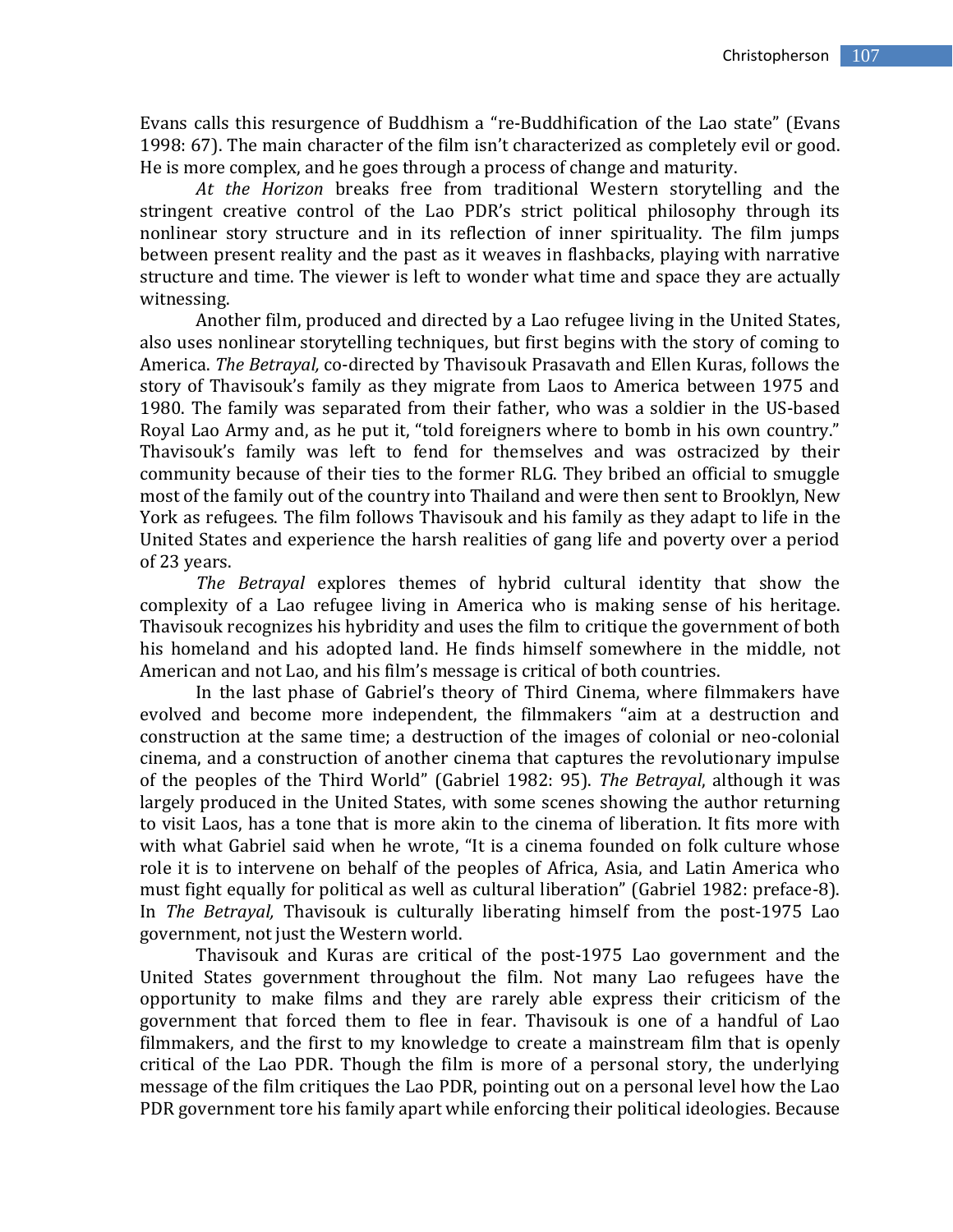Evans calls this resurgence of Buddhism a "re-Buddhification of the Lao state" (Evans 1998: 67). The main character of the film isn't characterized as completely evil or good. He is more complex, and he goes through a process of change and maturity.

*At the Horizon* breaks free from traditional Western storytelling and the stringent creative control of the Lao PDR's strict political philosophy through its nonlinear story structure and in its reflection of inner spirituality. The film jumps between present reality and the past as it weaves in flashbacks, playing with narrative structure and time. The viewer is left to wonder what time and space they are actually witnessing.

Another film, produced and directed by a Lao refugee living in the United States, also uses nonlinear storytelling techniques, but first begins with the story of coming to America. *The Betrayal,* co-directed by Thavisouk Prasavath and Ellen Kuras, follows the story of Thavisouk's family as they migrate from Laos to America between 1975 and 1980. The family was separated from their father, who was a soldier in the US-based Royal Lao Army and, as he put it, "told foreigners where to bomb in his own country." Thavisouk's family was left to fend for themselves and was ostracized by their community because of their ties to the former RLG. They bribed an official to smuggle most of the family out of the country into Thailand and were then sent to Brooklyn, New York as refugees. The film follows Thavisouk and his family as they adapt to life in the United States and experience the harsh realities of gang life and poverty over a period of 23 years.

*The Betrayal* explores themes of hybrid cultural identity that show the complexity of a Lao refugee living in America who is making sense of his heritage. Thavisouk recognizes his hybridity and uses the film to critique the government of both his homeland and his adopted land. He finds himself somewhere in the middle, not American and not Lao, and his film's message is critical of both countries.

In the last phase of Gabriel's theory of Third Cinema, where filmmakers have evolved and become more independent, the filmmakers "aim at a destruction and construction at the same time; a destruction of the images of colonial or neo-colonial cinema, and a construction of another cinema that captures the revolutionary impulse of the peoples of the Third World" (Gabriel 1982: 95). *The Betrayal*, although it was largely produced in the United States, with some scenes showing the author returning to visit Laos, has a tone that is more akin to the cinema of liberation. It fits more with with what Gabriel said when he wrote, "It is a cinema founded on folk culture whose role it is to intervene on behalf of the peoples of Africa, Asia, and Latin America who must fight equally for political as well as cultural liberation" (Gabriel 1982: preface-8). In *The Betrayal,* Thavisouk is culturally liberating himself from the post-1975 Lao government, not just the Western world.

Thavisouk and Kuras are critical of the post-1975 Lao government and the United States government throughout the film. Not many Lao refugees have the opportunity to make films and they are rarely able express their criticism of the government that forced them to flee in fear. Thavisouk is one of a handful of Lao filmmakers, and the first to my knowledge to create a mainstream film that is openly critical of the Lao PDR. Though the film is more of a personal story, the underlying message of the film critiques the Lao PDR, pointing out on a personal level how the Lao PDR government tore his family apart while enforcing their political ideologies. Because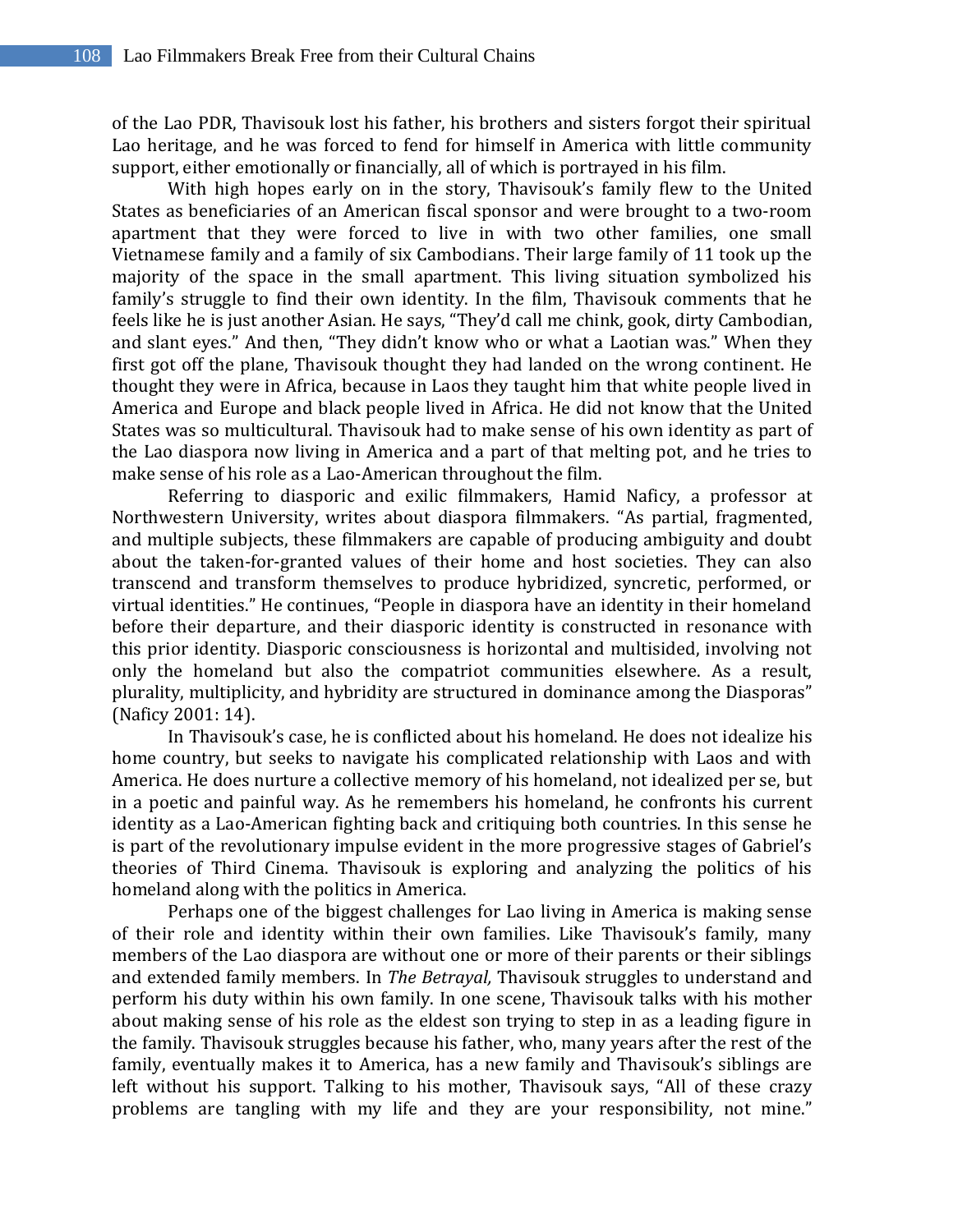of the Lao PDR, Thavisouk lost his father, his brothers and sisters forgot their spiritual Lao heritage, and he was forced to fend for himself in America with little community support, either emotionally or financially, all of which is portrayed in his film.

With high hopes early on in the story, Thavisouk's family flew to the United States as beneficiaries of an American fiscal sponsor and were brought to a two-room apartment that they were forced to live in with two other families, one small Vietnamese family and a family of six Cambodians. Their large family of 11 took up the majority of the space in the small apartment. This living situation symbolized his family's struggle to find their own identity. In the film, Thavisouk comments that he feels like he is just another Asian. He says, "They'd call me chink, gook, dirty Cambodian, and slant eyes." And then, "They didn't know who or what a Laotian was." When they first got off the plane, Thavisouk thought they had landed on the wrong continent. He thought they were in Africa, because in Laos they taught him that white people lived in America and Europe and black people lived in Africa. He did not know that the United States was so multicultural. Thavisouk had to make sense of his own identity as part of the Lao diaspora now living in America and a part of that melting pot, and he tries to make sense of his role as a Lao-American throughout the film.

Referring to diasporic and exilic filmmakers, Hamid Naficy, a professor at Northwestern University, writes about diaspora filmmakers. "As partial, fragmented, and multiple subjects, these filmmakers are capable of producing ambiguity and doubt about the taken-for-granted values of their home and host societies. They can also transcend and transform themselves to produce hybridized, syncretic, performed, or virtual identities." He continues, "People in diaspora have an identity in their homeland before their departure, and their diasporic identity is constructed in resonance with this prior identity. Diasporic consciousness is horizontal and multisided, involving not only the homeland but also the compatriot communities elsewhere. As a result, plurality, multiplicity, and hybridity are structured in dominance among the Diasporas" (Naficy 2001: 14).

In Thavisouk's case, he is conflicted about his homeland. He does not idealize his home country, but seeks to navigate his complicated relationship with Laos and with America. He does nurture a collective memory of his homeland, not idealized per se, but in a poetic and painful way. As he remembers his homeland, he confronts his current identity as a Lao-American fighting back and critiquing both countries. In this sense he is part of the revolutionary impulse evident in the more progressive stages of Gabriel's theories of Third Cinema. Thavisouk is exploring and analyzing the politics of his homeland along with the politics in America.

Perhaps one of the biggest challenges for Lao living in America is making sense of their role and identity within their own families. Like Thavisouk's family, many members of the Lao diaspora are without one or more of their parents or their siblings and extended family members. In *The Betrayal,* Thavisouk struggles to understand and perform his duty within his own family. In one scene, Thavisouk talks with his mother about making sense of his role as the eldest son trying to step in as a leading figure in the family. Thavisouk struggles because his father, who, many years after the rest of the family, eventually makes it to America, has a new family and Thavisouk's siblings are left without his support. Talking to his mother, Thavisouk says, "All of these crazy problems are tangling with my life and they are your responsibility, not mine."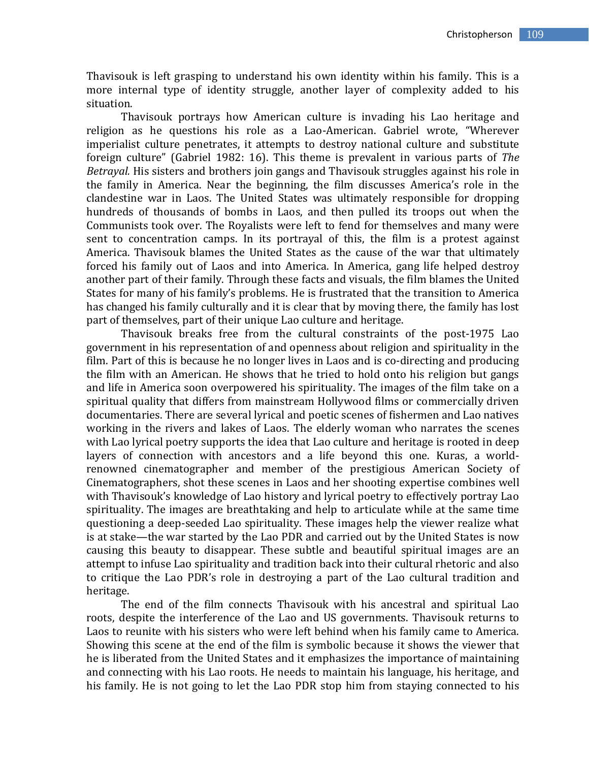Thavisouk is left grasping to understand his own identity within his family. This is a more internal type of identity struggle, another layer of complexity added to his situation.

Thavisouk portrays how American culture is invading his Lao heritage and religion as he questions his role as a Lao-American. Gabriel wrote, "Wherever imperialist culture penetrates, it attempts to destroy national culture and substitute foreign culture" (Gabriel 1982: 16). This theme is prevalent in various parts of *The Betrayal.* His sisters and brothers join gangs and Thavisouk struggles against his role in the family in America. Near the beginning, the film discusses America's role in the clandestine war in Laos. The United States was ultimately responsible for dropping hundreds of thousands of bombs in Laos, and then pulled its troops out when the Communists took over. The Royalists were left to fend for themselves and many were sent to concentration camps. In its portrayal of this, the film is a protest against America. Thavisouk blames the United States as the cause of the war that ultimately forced his family out of Laos and into America. In America, gang life helped destroy another part of their family. Through these facts and visuals, the film blames the United States for many of his family's problems. He is frustrated that the transition to America has changed his family culturally and it is clear that by moving there, the family has lost part of themselves, part of their unique Lao culture and heritage.

Thavisouk breaks free from the cultural constraints of the post-1975 Lao government in his representation of and openness about religion and spirituality in the film. Part of this is because he no longer lives in Laos and is co-directing and producing the film with an American. He shows that he tried to hold onto his religion but gangs and life in America soon overpowered his spirituality. The images of the film take on a spiritual quality that differs from mainstream Hollywood films or commercially driven documentaries. There are several lyrical and poetic scenes of fishermen and Lao natives working in the rivers and lakes of Laos. The elderly woman who narrates the scenes with Lao lyrical poetry supports the idea that Lao culture and heritage is rooted in deep layers of connection with ancestors and a life beyond this one. Kuras, a world-renowned cinematographer and member of the prestigious American Society of Cinematographers, shot these scenes in Laos and her shooting expertise combines well with Thavisouk's knowledge of Lao history and lyrical poetry to effectively portray Lao spirituality. The images are breathtaking and help to articulate while at the same time questioning a deep-seeded Lao spirituality. These images help the viewer realize what is at stake—the war started by the Lao PDR and carried out by the United States is now causing this beauty to disappear. These subtle and beautiful spiritual images are an attempt to infuse Lao spirituality and tradition back into their cultural rhetoric and also to critique the Lao PDR's role in destroying a part of the Lao cultural tradition and heritage.

The end of the film connects Thavisouk with his ancestral and spiritual Lao roots, despite the interference of the Lao and US governments. Thavisouk returns to Laos to reunite with his sisters who were left behind when his family came to America. Showing this scene at the end of the film is symbolic because it shows the viewer that he is liberated from the United States and it emphasizes the importance of maintaining and connecting with his Lao roots. He needs to maintain his language, his heritage, and his family. He is not going to let the Lao PDR stop him from staying connected to his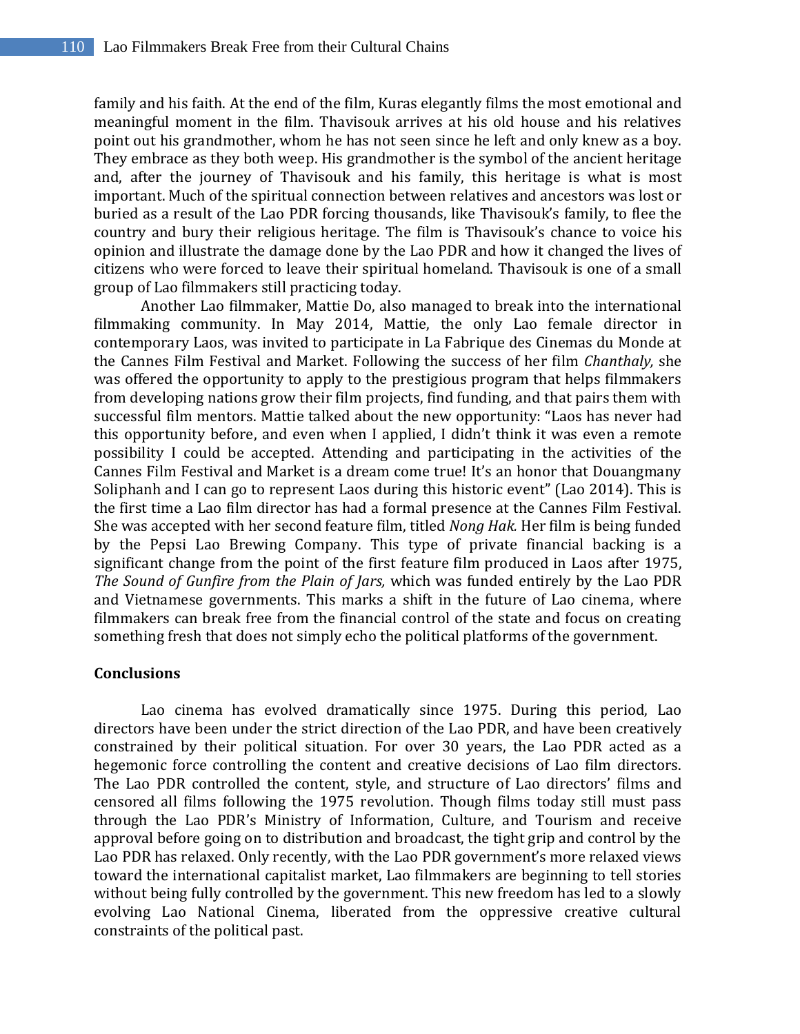family and his faith. At the end of the film, Kuras elegantly films the most emotional and meaningful moment in the film. Thavisouk arrives at his old house and his relatives point out his grandmother, whom he has not seen since he left and only knew as a boy. They embrace as they both weep. His grandmother is the symbol of the ancient heritage and, after the journey of Thavisouk and his family, this heritage is what is most important. Much of the spiritual connection between relatives and ancestors was lost or buried as a result of the Lao PDR forcing thousands, like Thavisouk's family, to flee the country and bury their religious heritage. The film is Thavisouk's chance to voice his opinion and illustrate the damage done by the Lao PDR and how it changed the lives of citizens who were forced to leave their spiritual homeland. Thavisouk is one of a small group of Lao filmmakers still practicing today.

Another Lao filmmaker, Mattie Do, also managed to break into the international filmmaking community. In May 2014, Mattie, the only Lao female director in contemporary Laos, was invited to participate in La Fabrique des Cinemas du Monde at the Cannes Film Festival and Market. Following the success of her film *Chanthaly,* she was offered the opportunity to apply to the prestigious program that helps filmmakers from developing nations grow their film projects, find funding, and that pairs them with successful film mentors. Mattie talked about the new opportunity: "Laos has never had this opportunity before, and even when I applied, I didn't think it was even a remote possibility I could be accepted. Attending and participating in the activities of the Cannes Film Festival and Market is a dream come true! It's an honor that Douangmany Soliphanh and I can go to represent Laos during this historic event" (Lao 2014). This is the first time a Lao film director has had a formal presence at the Cannes Film Festival. She was accepted with her second feature film, titled *Nong Hak.* Her film is being funded by the Pepsi Lao Brewing Company. This type of private financial backing is a significant change from the point of the first feature film produced in Laos after 1975, *The Sound of Gunfire from the Plain of Jars,* which was funded entirely by the Lao PDR and Vietnamese governments. This marks a shift in the future of Lao cinema, where filmmakers can break free from the financial control of the state and focus on creating something fresh that does not simply echo the political platforms of the government.

## Conclusions

Lao cinema has evolved dramatically since 1975. During this period, Lao directors have been under the strict direction of the Lao PDR, and have been creatively constrained by their political situation. For over 30 years, the Lao PDR acted as a hegemonic force controlling the content and creative decisions of Lao film directors. The Lao PDR controlled the content, style, and structure of Lao directors' films and censored all films following the 1975 revolution. Though films today still must pass through the Lao PDR's Ministry of Information, Culture, and Tourism and receive approval before going on to distribution and broadcast, the tight grip and control by the Lao PDR has relaxed. Only recently, with the Lao PDR government's more relaxed views toward the international capitalist market, Lao filmmakers are beginning to tell stories without being fully controlled by the government. This new freedom has led to a slowly evolving Lao National Cinema, liberated from the oppressive creative cultural constraints of the political past.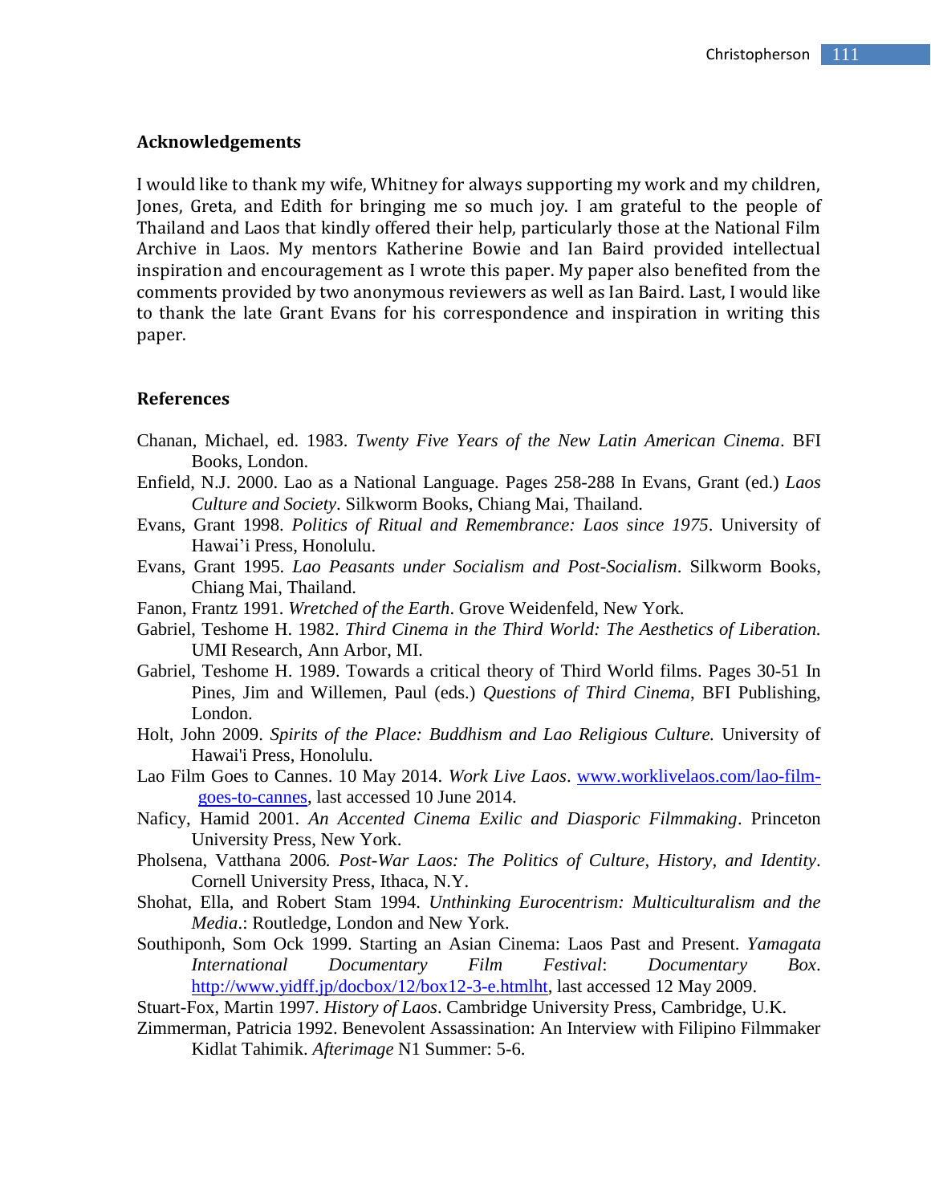## Acknowledgements

I would like to thank my wife, Whitney for always supporting my work and my children, Jones, Greta, and Edith for bringing me so much joy. I am grateful to the people of Thailand and Laos that kindly offered their help, particularly those at the National Film Archive in Laos. My mentors Katherine Bowie and Ian Baird provided intellectual inspiration and encouragement as I wrote this paper. My paper also benefited from the comments provided by two anonymous reviewers as well as Ian Baird. Last, I would like to thank the late Grant Evans for his correspondence and inspiration in writing this paper.

## References

Chanan, Michael, ed. 1983. *Twenty Five Years of the New Latin American Cinema*. BFI Books, London.

Enfield, N.J. 2000. Lao as a National Language. Pages 258-288 In Evans, Grant (ed.) *Laos Culture and Society*. Silkworm Books, Chiang Mai, Thailand.

Evans, Grant 1998. *Politics of Ritual and Remembrance: Laos since 1975*. University of Hawai'i Press, Honolulu.

Evans, Grant 1995. *Lao Peasants under Socialism and Post-Socialism*. Silkworm Books, Chiang Mai, Thailand.

Fanon, Frantz 1991. *Wretched of the Earth*. Grove Weidenfeld, New York.

Gabriel, Teshome H. 1982. *Third Cinema in the Third World: The Aesthetics of Liberation.* UMI Research, Ann Arbor, MI.

Gabriel, Teshome H. 1989. Towards a critical theory of Third World films. Pages 30-51 In Pines, Jim and Willemen, Paul (eds.) *Questions of Third Cinema*, BFI Publishing, London.

Holt, John 2009. *Spirits of the Place: Buddhism and Lao Religious Culture.* University of Hawai'i Press, Honolulu.

Lao Film Goes to Cannes. 10 May 2014. *Work Live Laos*. www.worklivelaos.com/lao-film-goes-to-cannes, last accessed 10 June 2014.

Naficy, Hamid 2001. *An Accented Cinema Exilic and Diasporic Filmmaking*. Princeton University Press, New York.

Pholsena, Vatthana 2006. *Post-War Laos: The Politics of Culture, History, and Identity*. Cornell University Press, Ithaca, N.Y.

Shohat, Ella, and Robert Stam 1994. *Unthinking Eurocentrism: Multiculturalism and the Media*.: Routledge, London and New York.

Southiponh, Som Ock 1999. Starting an Asian Cinema: Laos Past and Present. *Yamagata International Documentary Film Festival*: *Documentary Box*. http://www.yidff.jp/docbox/12/box12-3-e.htmlht, last accessed 12 May 2009.

Stuart-Fox, Martin 1997. *History of Laos*. Cambridge University Press, Cambridge, U.K.

Zimmerman, Patricia 1992. Benevolent Assassination: An Interview with Filipino Filmmaker Kidlat Tahimik. *Afterimage* N1 Summer: 5-6.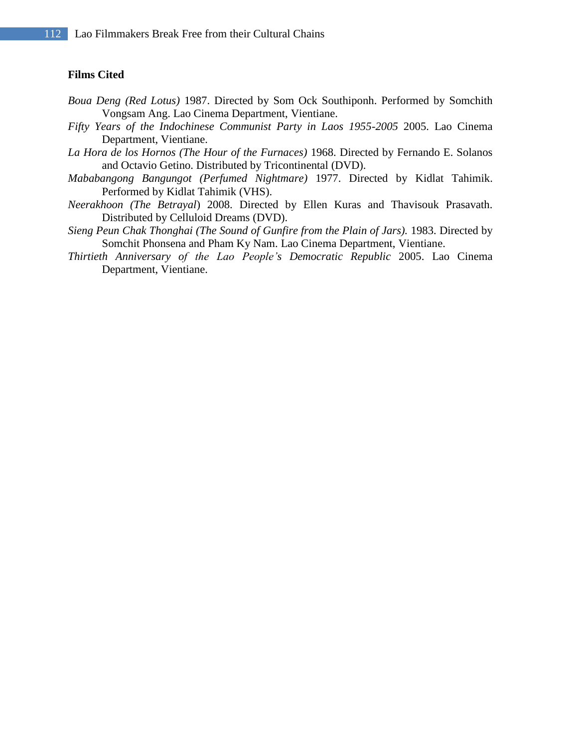**Films Cited**

*Boua Deng (Red Lotus)* 1987. Directed by Som Ock Southiponh. Performed by Somchith Vongsam Ang. Lao Cinema Department, Vientiane.

*Fifty Years of the Indochinese Communist Party in Laos 1955-2005* 2005. Lao Cinema Department, Vientiane.

*La Hora de los Hornos (The Hour of the Furnaces)* 1968. Directed by Fernando E. Solanos and Octavio Getino. Distributed by Tricontinental (DVD).

*Mababangong Bangungot (Perfumed Nightmare)* 1977. Directed by Kidlat Tahimik. Performed by Kidlat Tahimik (VHS).

*Neerakhoon (The Betrayal*) 2008. Directed by Ellen Kuras and Thavisouk Prasavath. Distributed by Celluloid Dreams (DVD).

*Sieng Peun Chak Thonghai (The Sound of Gunfire from the Plain of Jars).* 1983. Directed by Somchit Phonsena and Pham Ky Nam. Lao Cinema Department, Vientiane.

*Thirtieth Anniversary of the Lao People's Democratic Republic* 2005. Lao Cinema Department, Vientiane.